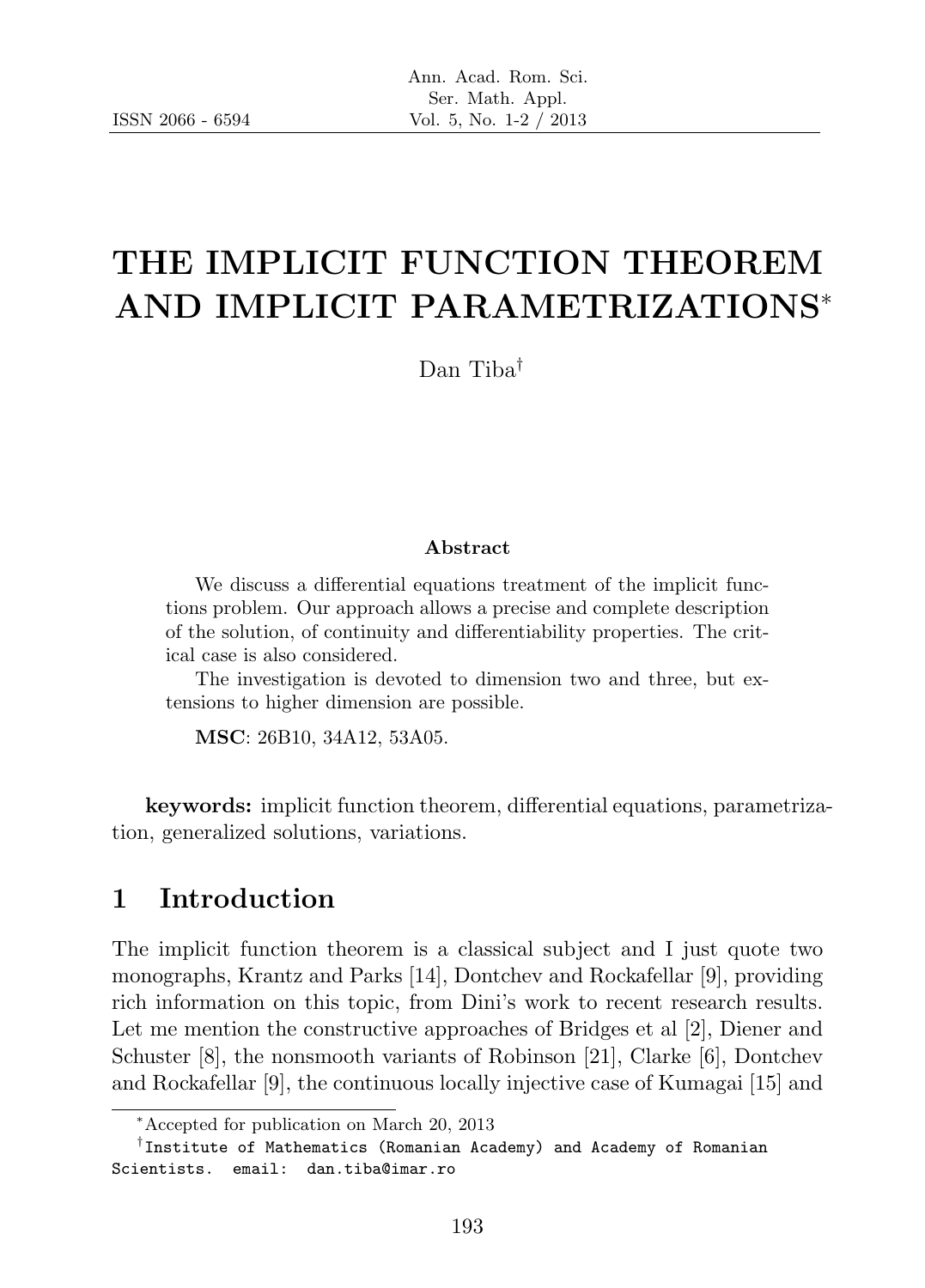# THE IMPLICIT FUNCTION THEOREM AND IMPLICIT PARAMETRIZATIONS*

Dan Tiba†

### Abstract

We discuss a differential equations treatment of the implicit functions problem. Our approach allows a precise and complete description of the solution, of continuity and differentiability properties. The critical case is also considered.

The investigation is devoted to dimension two and three, but extensions to higher dimension are possible.

**MSC**: 26B10, 34A12, 53A05.

**keywords:** implicit function theorem, differential equations, parametrization, generalized solutions, variations.

## 1 Introduction

The implicit function theorem is a classical subject and I just quote two monographs, Krantz and Parks [14], Dontchev and Rockafellar [9], providing rich information on this topic, from Dini's work to recent research results. Let me mention the constructive approaches of Bridges et al [2], Diener and Schuster [8], the nonsmooth variants of Robinson [21], Clarke [6], Dontchev and Rockafellar [9], the continuous locally injective case of Kumagai [15] and

---

*Accepted for publication on March 20, 2013

†Institute of Mathematics (Romanian Academy) and Academy of Romanian Scientists. email: dan.tiba@imar.ro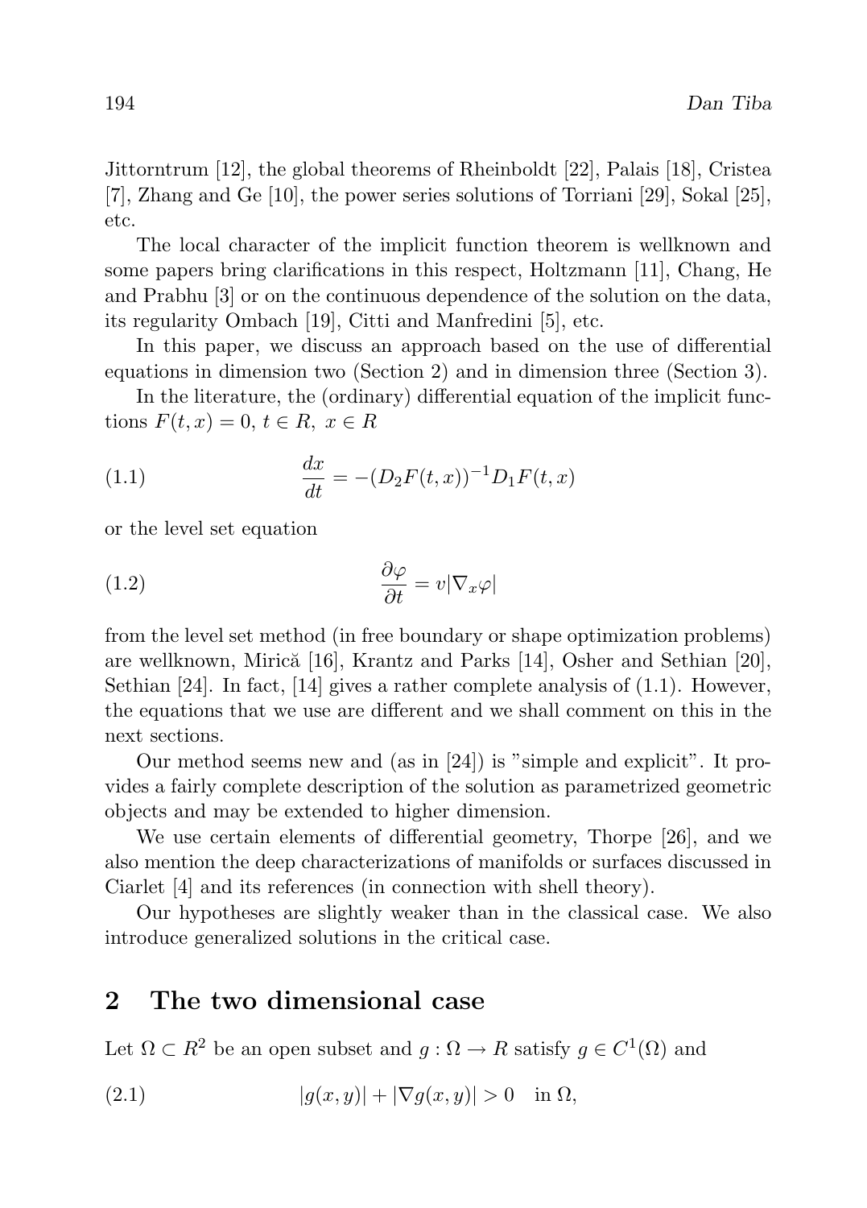Jittorntrum [12], the global theorems of Rheinboldt [22], Palais [18], Cristea [7], Zhang and Ge [10], the power series solutions of Torriani [29], Sokal [25], etc.

The local character of the implicit function theorem is wellknown and some papers bring clarifications in this respect, Holtzmann [11], Chang, He and Prabhu [3] or on the continuous dependence of the solution on the data, its regularity Ombach [19], Citti and Manfredini [5], etc.

In this paper, we discuss an approach based on the use of differential equations in dimension two (Section 2) and in dimension three (Section 3).

In the literature, the (ordinary) differential equation of the implicit functions $F(t, x) = 0,\ t \in R,\ x \in R$

$$\frac{dx}{dt} = -(D_2F(t,x))^{-1}D_1F(t,x) \tag{1.1}$$

or the level set equation

$$\frac{\partial \varphi}{\partial t} = v|\nabla_x \varphi| \tag{1.2}$$

from the level set method (in free boundary or shape optimization problems) are wellknown, Mirică [16], Krantz and Parks [14], Osher and Sethian [20], Sethian [24]. In fact, [14] gives a rather complete analysis of (1.1). However, the equations that we use are different and we shall comment on this in the next sections.

Our method seems new and (as in [24]) is "simple and explicit". It provides a fairly complete description of the solution as parametrized geometric objects and may be extended to higher dimension.

We use certain elements of differential geometry, Thorpe [26], and we also mention the deep characterizations of manifolds or surfaces discussed in Ciarlet [4] and its references (in connection with shell theory).

Our hypotheses are slightly weaker than in the classical case. We also introduce generalized solutions in the critical case.

## 2 The two dimensional case

Let $\Omega \subset R^2$ be an open subset and $g : \Omega \to R$ satisfy $g \in C^1(\Omega)$ and

$$|g(x,y)| + |\nabla g(x,y)| > 0 \quad \text{in } \Omega, \tag{2.1}$$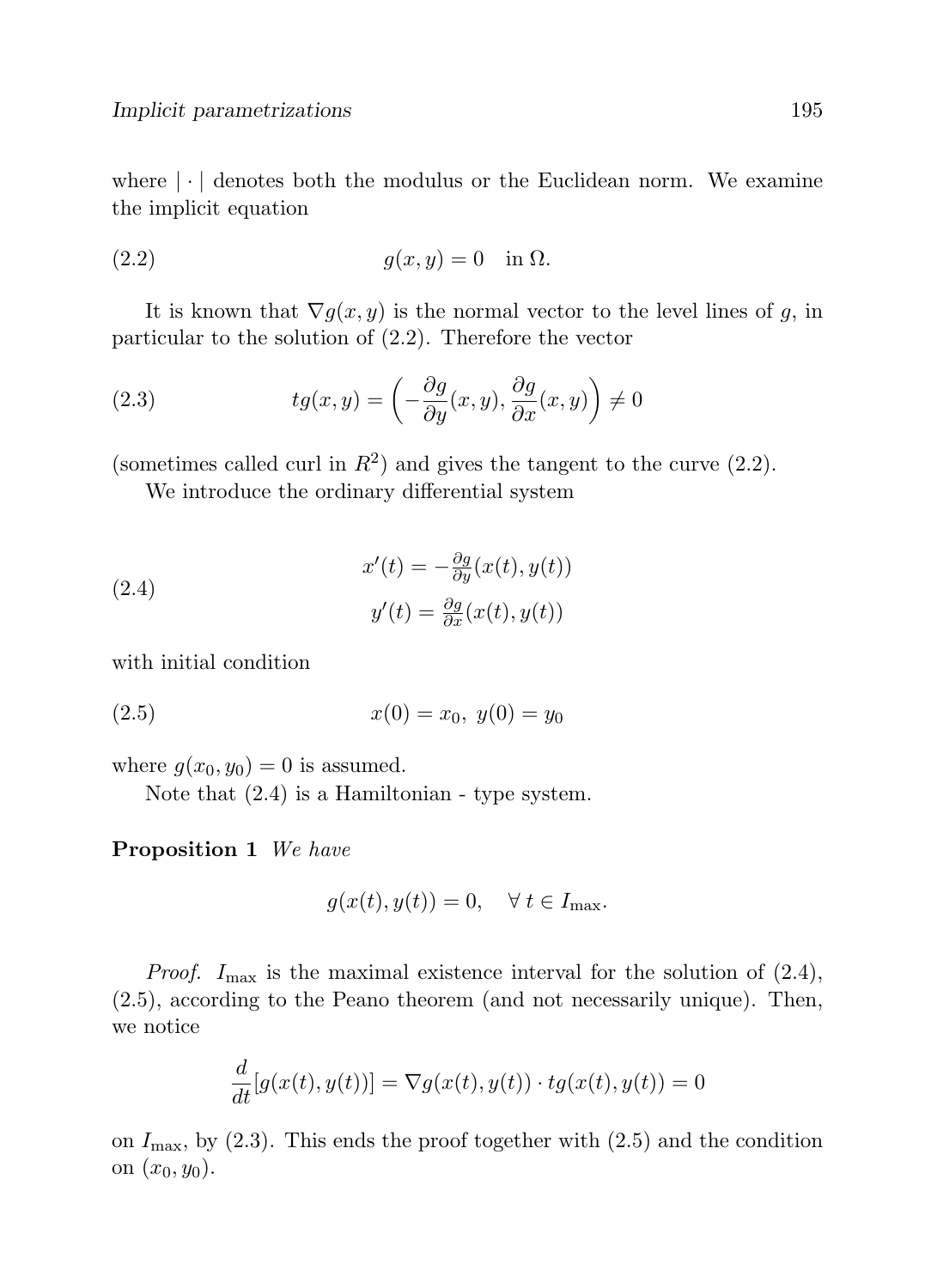where $|\cdot|$ denotes both the modulus or the Euclidean norm. We examine the implicit equation

$$g(x, y) = 0 \quad \text{in } \Omega. \tag{2.2}$$

It is known that $\nabla g(x, y)$ is the normal vector to the level lines of $g$, in particular to the solution of (2.2). Therefore the vector

$$tg(x, y) = \left( -\frac{\partial g}{\partial y}(x, y), \frac{\partial g}{\partial x}(x, y) \right) \neq 0 \tag{2.3}$$

(sometimes called curl in $R^2$) and gives the tangent to the curve (2.2).

We introduce the ordinary differential system

$$\begin{aligned} x'(t) &= -\tfrac{\partial g}{\partial y}(x(t), y(t)) \\ y'(t) &= \tfrac{\partial g}{\partial x}(x(t), y(t)) \end{aligned} \tag{2.4}$$

with initial condition

$$x(0) = x_0, \ y(0) = y_0 \tag{2.5}$$

where $g(x_0, y_0) = 0$ is assumed.

Note that (2.4) is a Hamiltonian - type system.

**Proposition 1** *We have*

$$g(x(t), y(t)) = 0, \quad \forall\, t \in I_{\max}.$$

*Proof.* $I_{\max}$ is the maximal existence interval for the solution of (2.4), (2.5), according to the Peano theorem (and not necessarily unique). Then, we notice

$$\frac{d}{dt}[g(x(t), y(t))] = \nabla g(x(t), y(t)) \cdot tg(x(t), y(t)) = 0$$

on $I_{\max}$, by (2.3). This ends the proof together with (2.5) and the condition on $(x_0, y_0)$.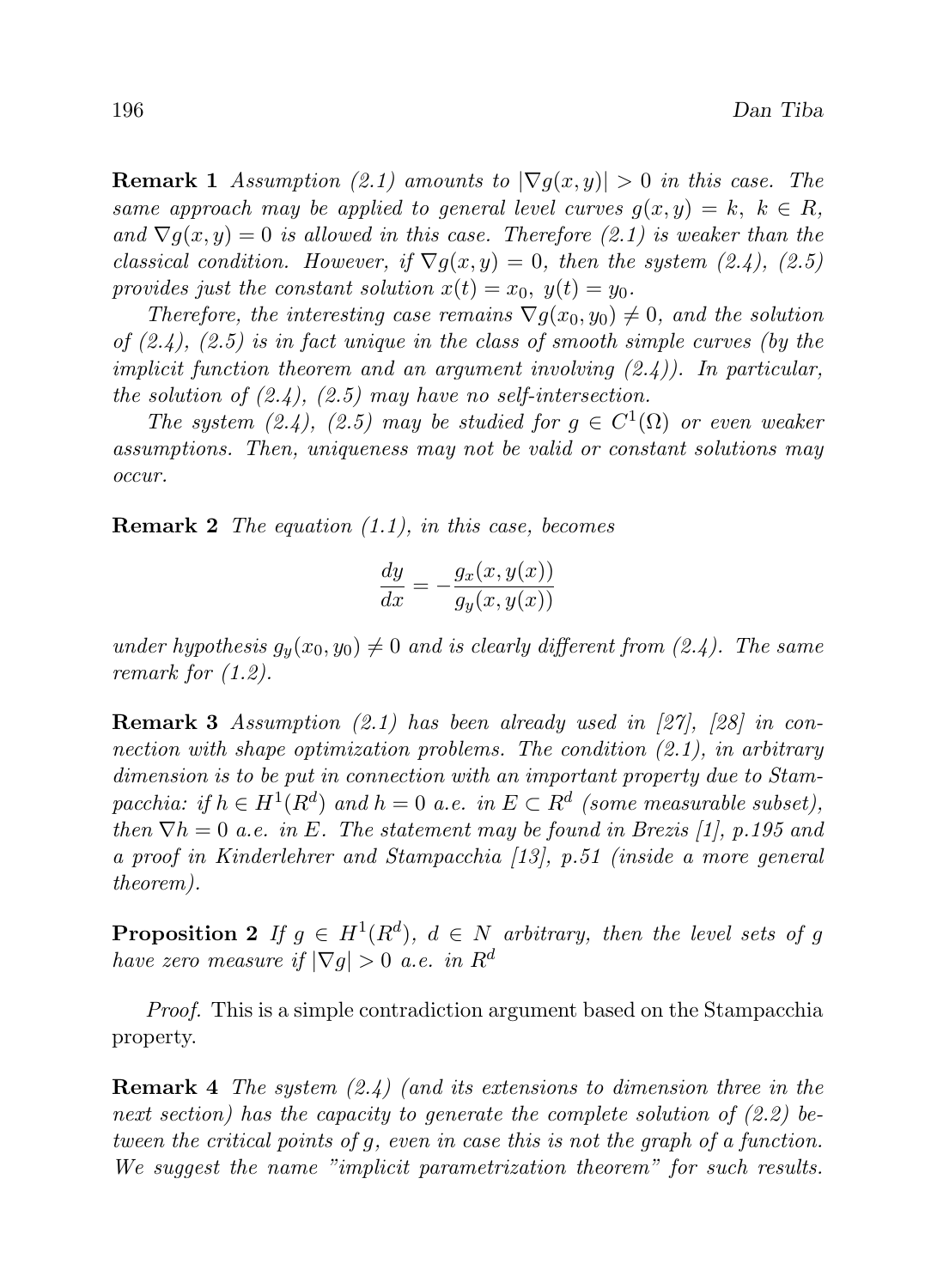**Remark 1** *Assumption (2.1) amounts to $|\nabla g(x, y)| > 0$ in this case. The same approach may be applied to general level curves $g(x, y) = k$, $k \in R$, and $\nabla g(x, y) = 0$ is allowed in this case. Therefore (2.1) is weaker than the classical condition. However, if $\nabla g(x, y) = 0$, then the system (2.4), (2.5) provides just the constant solution $x(t) = x_0$, $y(t) = y_0$.*

*Therefore, the interesting case remains $\nabla g(x_0, y_0) \neq 0$, and the solution of (2.4), (2.5) is in fact unique in the class of smooth simple curves (by the implicit function theorem and an argument involving (2.4)). In particular, the solution of (2.4), (2.5) may have no self-intersection.*

*The system (2.4), (2.5) may be studied for $g \in C^1(\Omega)$ or even weaker assumptions. Then, uniqueness may not be valid or constant solutions may occur.*

**Remark 2** *The equation (1.1), in this case, becomes*

$$\frac{dy}{dx} = -\frac{g_x(x, y(x))}{g_y(x, y(x))}$$

*under hypothesis $g_y(x_0, y_0) \neq 0$ and is clearly different from (2.4). The same remark for (1.2).*

**Remark 3** *Assumption (2.1) has been already used in [27], [28] in connection with shape optimization problems. The condition (2.1), in arbitrary dimension is to be put in connection with an important property due to Stampacchia: if $h \in H^1(R^d)$ and $h = 0$ a.e. in $E \subset R^d$ (some measurable subset), then $\nabla h = 0$ a.e. in $E$. The statement may be found in Brezis [1], p.195 and a proof in Kinderlehrer and Stampacchia [13], p.51 (inside a more general theorem).*

**Proposition 2** *If $g \in H^1(R^d)$, $d \in N$ arbitrary, then the level sets of $g$ have zero measure if $|\nabla g| > 0$ a.e. in $R^d$*

*Proof.* This is a simple contradiction argument based on the Stampacchia property.

**Remark 4** *The system (2.4) (and its extensions to dimension three in the next section) has the capacity to generate the complete solution of (2.2) between the critical points of $g$, even in case this is not the graph of a function. We suggest the name "implicit parametrization theorem" for such results.*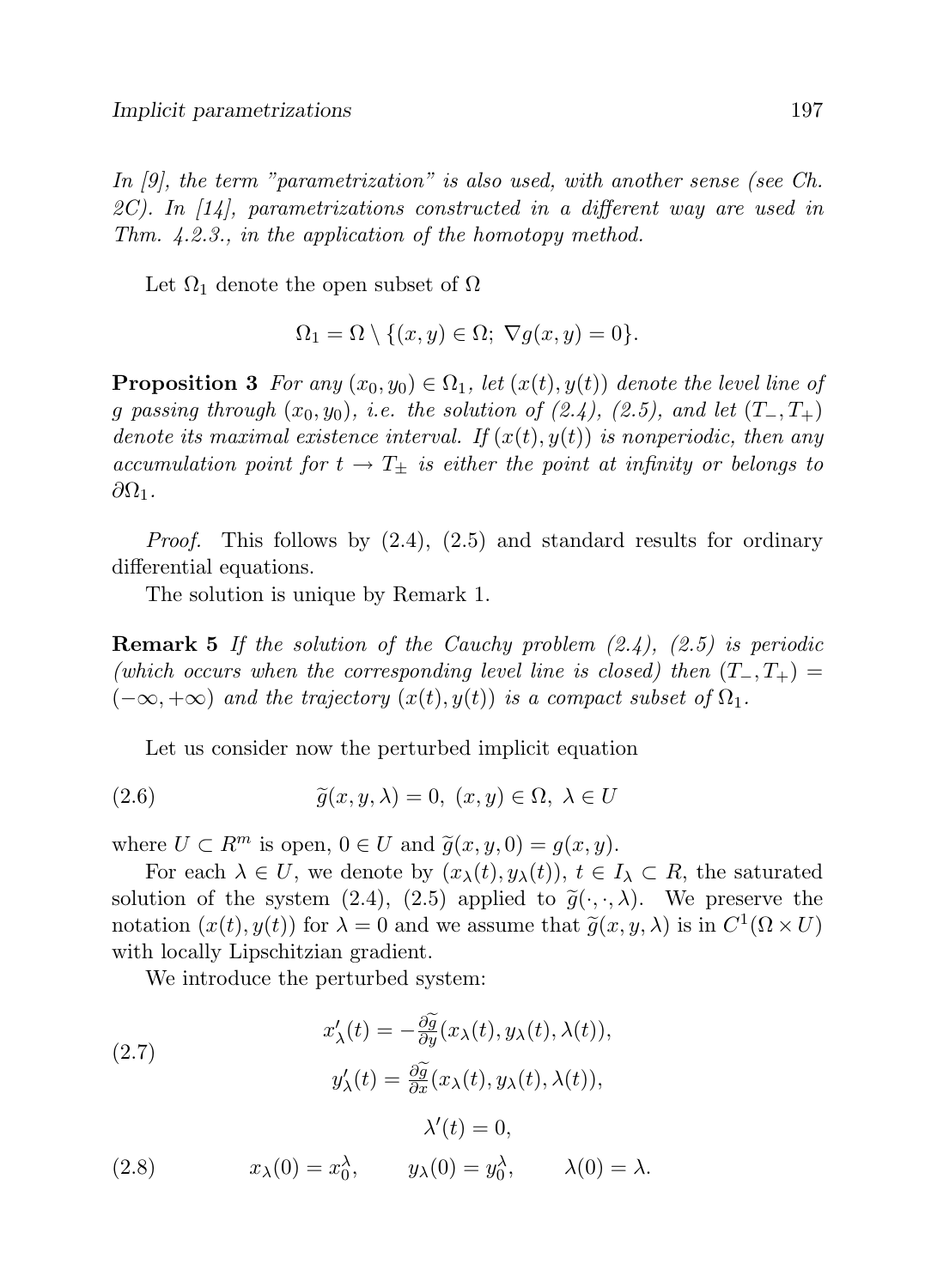*In [9], the term "parametrization" is also used, with another sense (see Ch. 2C). In [14], parametrizations constructed in a different way are used in Thm. 4.2.3., in the application of the homotopy method.*

Let $\Omega_1$ denote the open subset of $\Omega$

$$\Omega_1 = \Omega \setminus \{(x, y) \in \Omega;\ \nabla g(x, y) = 0\}.$$

**Proposition 3** *For any $(x_0, y_0) \in \Omega_1$, let $(x(t), y(t))$ denote the level line of $g$ passing through $(x_0, y_0)$, i.e. the solution of (2.4), (2.5), and let $(T_-, T_+)$ denote its maximal existence interval. If $(x(t), y(t))$ is nonperiodic, then any accumulation point for $t \to T_\pm$ is either the point at infinity or belongs to $\partial\Omega_1$.*

*Proof.* This follows by (2.4), (2.5) and standard results for ordinary differential equations.

The solution is unique by Remark 1.

**Remark 5** *If the solution of the Cauchy problem (2.4), (2.5) is periodic (which occurs when the corresponding level line is closed) then $(T_-, T_+) = (-\infty, +\infty)$ and the trajectory $(x(t), y(t))$ is a compact subset of $\Omega_1$.*

Let us consider now the perturbed implicit equation

$$\widetilde{g}(x, y, \lambda) = 0,\ (x, y) \in \Omega,\ \lambda \in U \tag{2.6}$$

where $U \subset R^m$ is open, $0 \in U$ and $\widetilde{g}(x, y, 0) = g(x, y)$.

For each $\lambda \in U$, we denote by $(x_\lambda(t), y_\lambda(t))$, $t \in I_\lambda \subset R$, the saturated solution of the system (2.4), (2.5) applied to $\widetilde{g}(\cdot, \cdot, \lambda)$. We preserve the notation $(x(t), y(t))$ for $\lambda = 0$ and we assume that $\widetilde{g}(x, y, \lambda)$ is in $C^1(\Omega \times U)$ with locally Lipschitzian gradient.

We introduce the perturbed system:

$$\begin{aligned} x'_\lambda(t) &= -\frac{\partial \widetilde{g}}{\partial y}(x_\lambda(t), y_\lambda(t), \lambda(t)), \\ y'_\lambda(t) &= \frac{\partial \widetilde{g}}{\partial x}(x_\lambda(t), y_\lambda(t), \lambda(t)), \end{aligned} \tag{2.7}$$

$$\lambda'(t) = 0,$$

$$x_\lambda(0) = x_0^\lambda, \qquad y_\lambda(0) = y_0^\lambda, \qquad \lambda(0) = \lambda. \tag{2.8}$$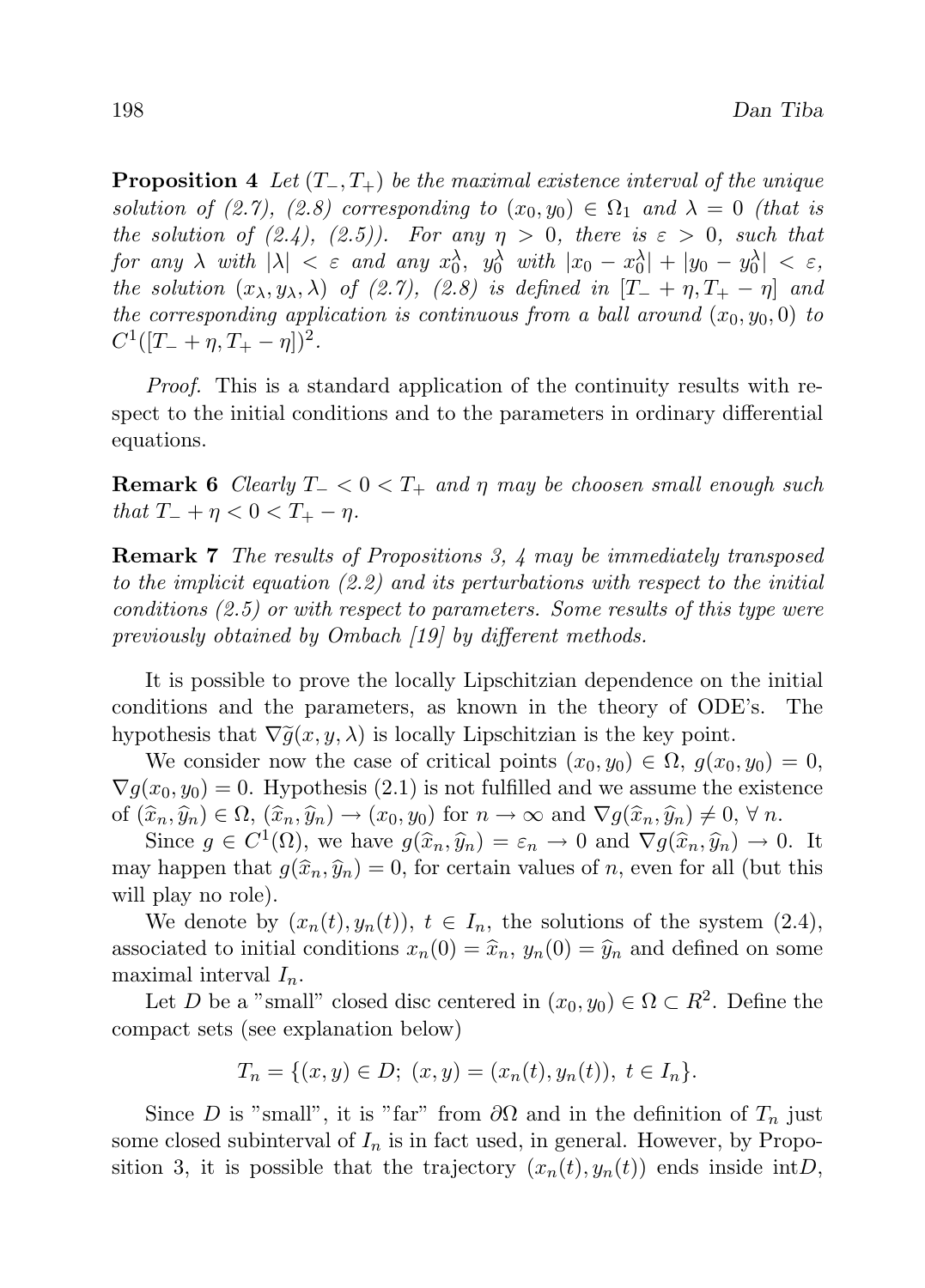**Proposition 4** *Let $(T_-, T_+)$ be the maximal existence interval of the unique solution of (2.7), (2.8) corresponding to $(x_0, y_0) \in \Omega_1$ and $\lambda = 0$ (that is the solution of (2.4), (2.5)). For any $\eta > 0$, there is $\varepsilon > 0$, such that for any $\lambda$ with $|\lambda| < \varepsilon$ and any $x_0^\lambda$, $y_0^\lambda$ with $|x_0 - x_0^\lambda| + |y_0 - y_0^\lambda| < \varepsilon$, the solution $(x_\lambda, y_\lambda, \lambda)$ of (2.7), (2.8) is defined in $[T_- + \eta, T_+ - \eta]$ and the corresponding application is continuous from a ball around $(x_0, y_0, 0)$ to $C^1([T_- + \eta, T_+ - \eta])^2$.*

*Proof.* This is a standard application of the continuity results with respect to the initial conditions and to the parameters in ordinary differential equations.

**Remark 6** *Clearly $T_- < 0 < T_+$ and $\eta$ may be choosen small enough such that $T_- + \eta < 0 < T_+ - \eta$.*

**Remark 7** *The results of Propositions 3, 4 may be immediately transposed to the implicit equation (2.2) and its perturbations with respect to the initial conditions (2.5) or with respect to parameters. Some results of this type were previously obtained by Ombach [19] by different methods.*

It is possible to prove the locally Lipschitzian dependence on the initial conditions and the parameters, as known in the theory of ODE's. The hypothesis that $\nabla \widetilde{g}(x, y, \lambda)$ is locally Lipschitzian is the key point.

We consider now the case of critical points $(x_0, y_0) \in \Omega$, $g(x_0, y_0) = 0$, $\nabla g(x_0, y_0) = 0$. Hypothesis (2.1) is not fulfilled and we assume the existence of $(\widehat{x}_n, \widehat{y}_n) \in \Omega$, $(\widehat{x}_n, \widehat{y}_n) \to (x_0, y_0)$ for $n \to \infty$ and $\nabla g(\widehat{x}_n, \widehat{y}_n) \neq 0$, $\forall\, n$.

Since $g \in C^1(\Omega)$, we have $g(\widehat{x}_n, \widehat{y}_n) = \varepsilon_n \to 0$ and $\nabla g(\widehat{x}_n, \widehat{y}_n) \to 0$. It may happen that $g(\widehat{x}_n, \widehat{y}_n) = 0$, for certain values of $n$, even for all (but this will play no role).

We denote by $(x_n(t), y_n(t))$, $t \in I_n$, the solutions of the system (2.4), associated to initial conditions $x_n(0) = \widehat{x}_n$, $y_n(0) = \widehat{y}_n$ and defined on some maximal interval $I_n$.

Let $D$ be a "small" closed disc centered in $(x_0, y_0) \in \Omega \subset R^2$. Define the compact sets (see explanation below)

$$T_n = \{(x, y) \in D;\ (x, y) = (x_n(t), y_n(t)),\ t \in I_n\}.$$

Since $D$ is "small", it is "far" from $\partial\Omega$ and in the definition of $T_n$ just some closed subinterval of $I_n$ is in fact used, in general. However, by Proposition 3, it is possible that the trajectory $(x_n(t), y_n(t))$ ends inside $\text{int}D$,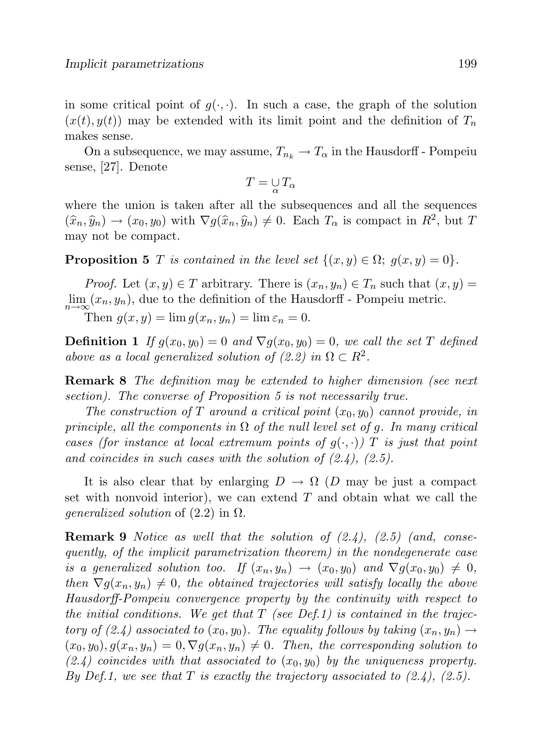in some critical point of $g(\cdot,\cdot)$. In such a case, the graph of the solution $(x(t), y(t))$ may be extended with its limit point and the definition of $T_n$ makes sense.

On a subsequence, we may assume, $T_{n_k} \to T_\alpha$ in the Hausdorff - Pompeiu sense, [27]. Denote

$$T = \underset{\alpha}{\cup} T_\alpha$$

where the union is taken after all the subsequences and all the sequences $(\widehat{x}_n, \widehat{y}_n) \to (x_0, y_0)$ with $\nabla g(\widehat{x}_n, \widehat{y}_n) \neq 0$. Each $T_\alpha$ is compact in $R^2$, but $T$ may not be compact.

**Proposition 5** *$T$ is contained in the level set $\{(x, y) \in \Omega;\ g(x, y) = 0\}$.*

*Proof.* Let $(x, y) \in T$ arbitrary. There is $(x_n, y_n) \in T_n$ such that $(x, y) = \lim_{n\to\infty}(x_n, y_n)$, due to the definition of the Hausdorff - Pompeiu metric.

Then $g(x, y) = \lim g(x_n, y_n) = \lim \varepsilon_n = 0$.

**Definition 1** *If $g(x_0, y_0) = 0$ and $\nabla g(x_0, y_0) = 0$, we call the set $T$ defined above as a local generalized solution of (2.2) in $\Omega \subset R^2$.*

**Remark 8** *The definition may be extended to higher dimension (see next section). The converse of Proposition 5 is not necessarily true.*

*The construction of $T$ around a critical point $(x_0, y_0)$ cannot provide, in principle, all the components in $\Omega$ of the null level set of $g$. In many critical cases (for instance at local extremum points of $g(\cdot,\cdot)$) $T$ is just that point and coincides in such cases with the solution of (2.4), (2.5).*

It is also clear that by enlarging $D \to \Omega$ ($D$ may be just a compact set with nonvoid interior), we can extend $T$ and obtain what we call the *generalized solution* of (2.2) in $\Omega$.

**Remark 9** *Notice as well that the solution of (2.4), (2.5) (and, consequently, of the implicit parametrization theorem) in the nondegenerate case is a generalized solution too. If $(x_n, y_n) \to (x_0, y_0)$ and $\nabla g(x_0, y_0) \neq 0$, then $\nabla g(x_n, y_n) \neq 0$, the obtained trajectories will satisfy locally the above Hausdorff-Pompeiu convergence property by the continuity with respect to the initial conditions. We get that $T$ (see Def.1) is contained in the trajectory of (2.4) associated to $(x_0, y_0)$. The equality follows by taking $(x_n, y_n) \to (x_0, y_0), g(x_n, y_n) = 0, \nabla g(x_n, y_n) \neq 0$. Then, the corresponding solution to (2.4) coincides with that associated to $(x_0, y_0)$ by the uniqueness property. By Def.1, we see that $T$ is exactly the trajectory associated to (2.4), (2.5).*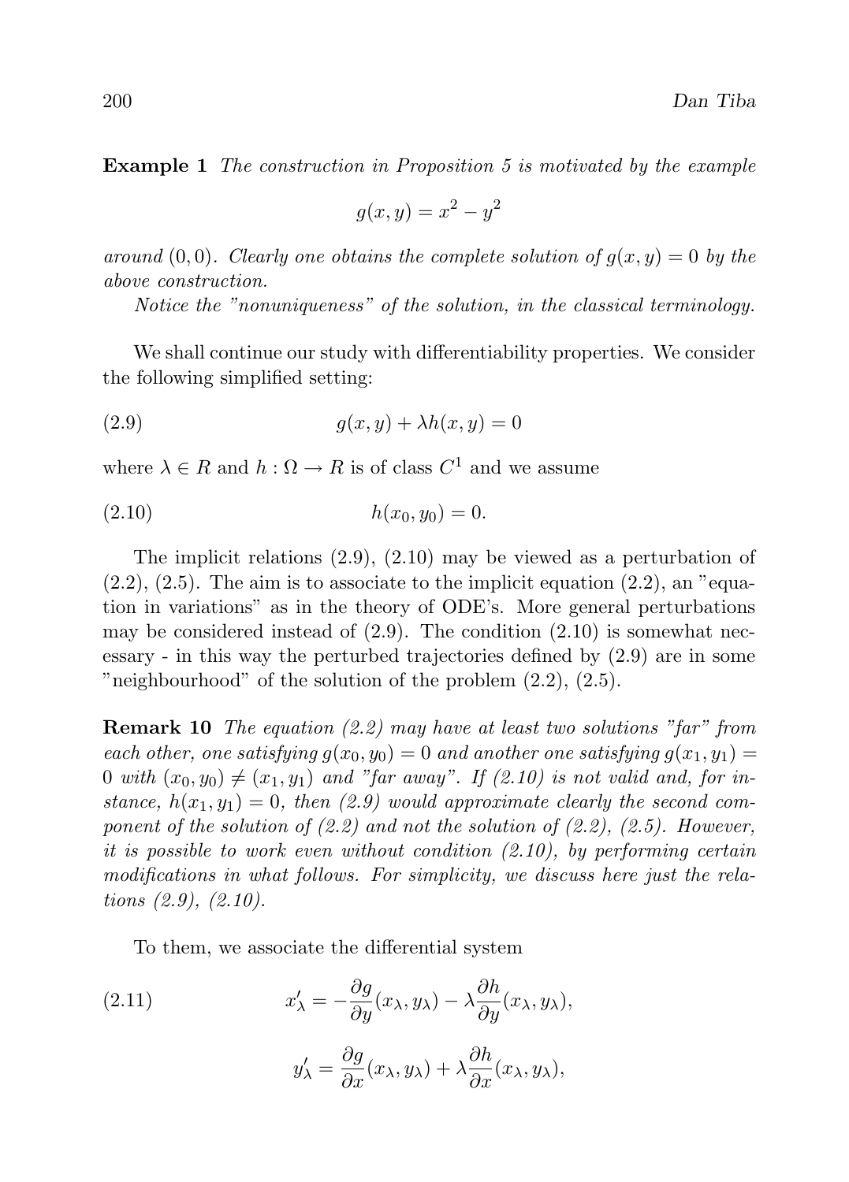**Example 1** *The construction in Proposition 5 is motivated by the example*

$$g(x, y) = x^2 - y^2$$

*around* $(0, 0)$. *Clearly one obtains the complete solution of* $g(x, y) = 0$ *by the above construction.*

*Notice the "nonuniqueness" of the solution, in the classical terminology.*

We shall continue our study with differentiability properties. We consider the following simplified setting:

$$g(x, y) + \lambda h(x, y) = 0 \tag{2.9}$$

where $\lambda \in R$ and $h : \Omega \to R$ is of class $C^1$ and we assume

$$h(x_0, y_0) = 0. \tag{2.10}$$

The implicit relations (2.9), (2.10) may be viewed as a perturbation of (2.2), (2.5). The aim is to associate to the implicit equation (2.2), an "equation in variations" as in the theory of ODE's. More general perturbations may be considered instead of (2.9). The condition (2.10) is somewhat necessary - in this way the perturbed trajectories defined by (2.9) are in some "neighbourhood" of the solution of the problem (2.2), (2.5).

**Remark 10** *The equation (2.2) may have at least two solutions "far" from each other, one satisfying* $g(x_0, y_0) = 0$ *and another one satisfying* $g(x_1, y_1) = 0$ *with* $(x_0, y_0) \neq (x_1, y_1)$ *and "far away". If (2.10) is not valid and, for instance,* $h(x_1, y_1) = 0$*, then (2.9) would approximate clearly the second component of the solution of (2.2) and not the solution of (2.2), (2.5). However, it is possible to work even without condition (2.10), by performing certain modifications in what follows. For simplicity, we discuss here just the relations (2.9), (2.10).*

To them, we associate the differential system

$$x'_\lambda = -\frac{\partial g}{\partial y}(x_\lambda, y_\lambda) - \lambda \frac{\partial h}{\partial y}(x_\lambda, y_\lambda), \tag{2.11}$$

$$y'_\lambda = \frac{\partial g}{\partial x}(x_\lambda, y_\lambda) + \lambda \frac{\partial h}{\partial x}(x_\lambda, y_\lambda),$$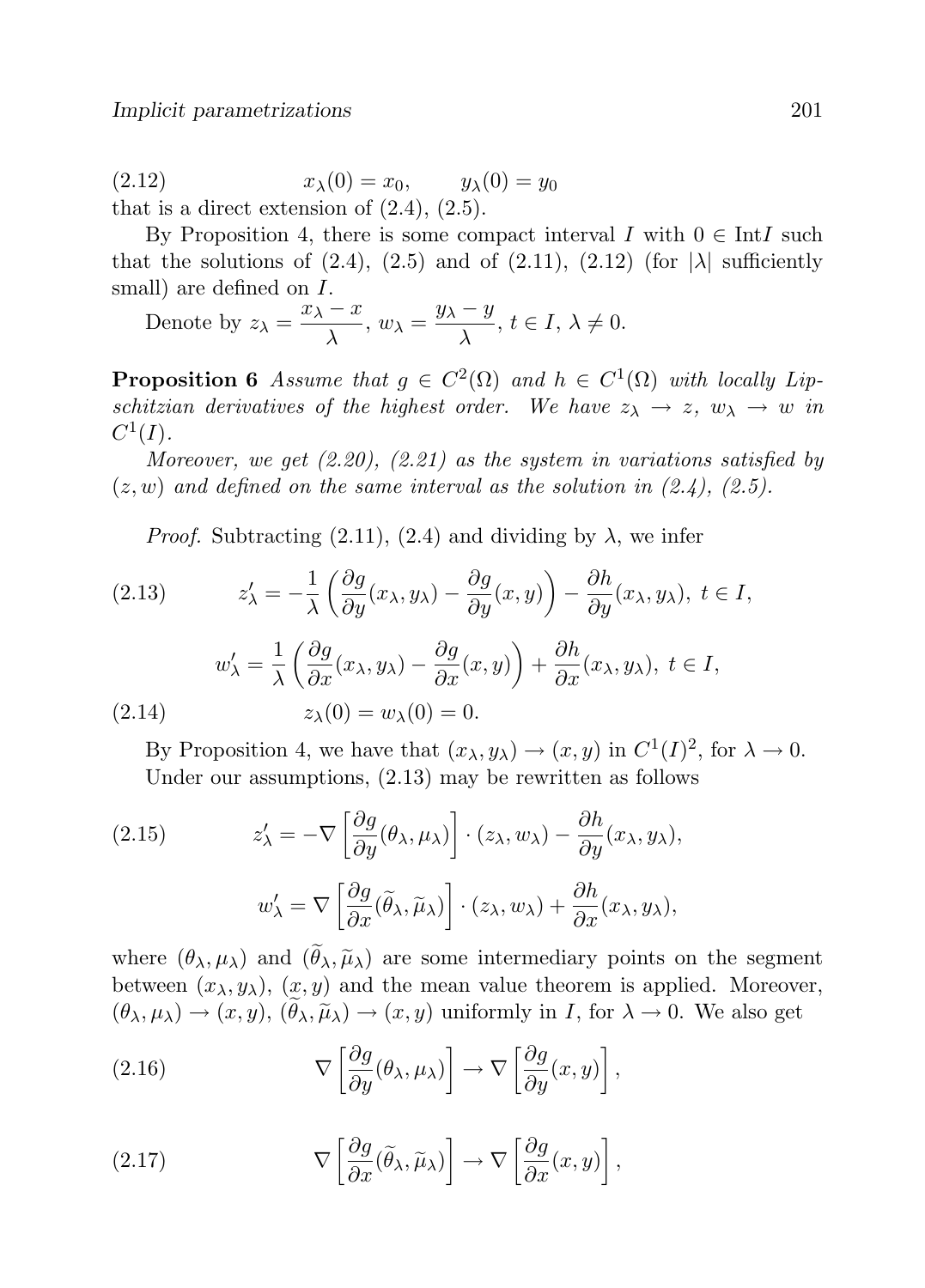$$x_\lambda(0) = x_0, \qquad y_\lambda(0) = y_0 \tag{2.12}$$

that is a direct extension of (2.4), (2.5).

By Proposition 4, there is some compact interval $I$ with $0 \in \mathrm{Int} I$ such that the solutions of (2.4), (2.5) and of (2.11), (2.12) (for $|\lambda|$ sufficiently small) are defined on $I$.

Denote by $z_\lambda = \dfrac{x_\lambda - x}{\lambda}$, $w_\lambda = \dfrac{y_\lambda - y}{\lambda}$, $t \in I$, $\lambda \neq 0$.

**Proposition 6** *Assume that $g \in C^2(\Omega)$ and $h \in C^1(\Omega)$ with locally Lipschitzian derivatives of the highest order. We have $z_\lambda \to z$, $w_\lambda \to w$ in $C^1(I)$.*

*Moreover, we get (2.20), (2.21) as the system in variations satisfied by $(z, w)$ and defined on the same interval as the solution in (2.4), (2.5).*

*Proof.* Subtracting (2.11), (2.4) and dividing by $\lambda$, we infer

$$z'_\lambda = -\frac{1}{\lambda}\left(\frac{\partial g}{\partial y}(x_\lambda, y_\lambda) - \frac{\partial g}{\partial y}(x, y)\right) - \frac{\partial h}{\partial y}(x_\lambda, y_\lambda),\ t \in I, \tag{2.13}$$

$$w'_\lambda = \frac{1}{\lambda}\left(\frac{\partial g}{\partial x}(x_\lambda, y_\lambda) - \frac{\partial g}{\partial x}(x, y)\right) + \frac{\partial h}{\partial x}(x_\lambda, y_\lambda),\ t \in I,$$

$$z_\lambda(0) = w_\lambda(0) = 0. \tag{2.14}$$

By Proposition 4, we have that $(x_\lambda, y_\lambda) \to (x, y)$ in $C^1(I)^2$, for $\lambda \to 0$.

Under our assumptions, (2.13) may be rewritten as follows

$$z'_\lambda = -\nabla\left[\frac{\partial g}{\partial y}(\theta_\lambda, \mu_\lambda)\right] \cdot (z_\lambda, w_\lambda) - \frac{\partial h}{\partial y}(x_\lambda, y_\lambda), \tag{2.15}$$

$$w'_\lambda = \nabla\left[\frac{\partial g}{\partial x}(\widetilde{\theta}_\lambda, \widetilde{\mu}_\lambda)\right] \cdot (z_\lambda, w_\lambda) + \frac{\partial h}{\partial x}(x_\lambda, y_\lambda),$$

where $(\theta_\lambda, \mu_\lambda)$ and $(\widetilde{\theta}_\lambda, \widetilde{\mu}_\lambda)$ are some intermediary points on the segment between $(x_\lambda, y_\lambda)$, $(x, y)$ and the mean value theorem is applied. Moreover, $(\theta_\lambda, \mu_\lambda) \to (x, y)$, $(\widetilde{\theta}_\lambda, \widetilde{\mu}_\lambda) \to (x, y)$ uniformly in $I$, for $\lambda \to 0$. We also get

$$\nabla\left[\frac{\partial g}{\partial y}(\theta_\lambda, \mu_\lambda)\right] \to \nabla\left[\frac{\partial g}{\partial y}(x, y)\right], \tag{2.16}$$

$$\nabla\left[\frac{\partial g}{\partial x}(\widetilde{\theta}_\lambda, \widetilde{\mu}_\lambda)\right] \to \nabla\left[\frac{\partial g}{\partial x}(x, y)\right], \tag{2.17}$$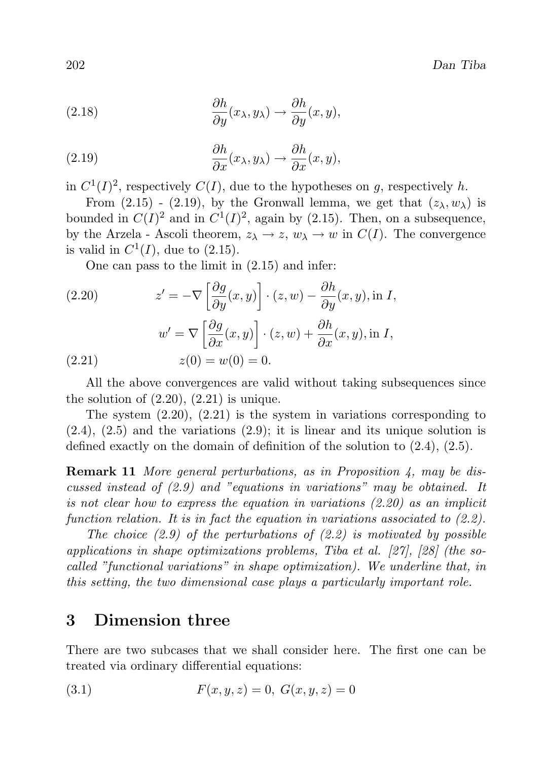$$\frac{\partial h}{\partial y}(x_\lambda, y_\lambda) \to \frac{\partial h}{\partial y}(x,y), \tag{2.18}$$

$$\frac{\partial h}{\partial x}(x_\lambda, y_\lambda) \to \frac{\partial h}{\partial x}(x,y), \tag{2.19}$$

in $C^1(I)^2$, respectively $C(I)$, due to the hypotheses on $g$, respectively $h$.

From (2.15) - (2.19), by the Gronwall lemma, we get that $(z_\lambda, w_\lambda)$ is bounded in $C(I)^2$ and in $C^1(I)^2$, again by (2.15). Then, on a subsequence, by the Arzela - Ascoli theorem, $z_\lambda \to z$, $w_\lambda \to w$ in $C(I)$. The convergence is valid in $C^1(I)$, due to (2.15).

One can pass to the limit in (2.15) and infer:

$$z' = -\nabla\left[\frac{\partial g}{\partial y}(x,y)\right]\cdot(z,w) - \frac{\partial h}{\partial y}(x,y), \text{in } I, \tag{2.20}$$

$$w' = \nabla\left[\frac{\partial g}{\partial x}(x,y)\right]\cdot(z,w) + \frac{\partial h}{\partial x}(x,y), \text{in } I,$$

$$z(0) = w(0) = 0. \tag{2.21}$$

All the above convergences are valid without taking subsequences since the solution of (2.20), (2.21) is unique.

The system (2.20), (2.21) is the system in variations corresponding to (2.4), (2.5) and the variations (2.9); it is linear and its unique solution is defined exactly on the domain of definition of the solution to (2.4), (2.5).

**Remark 11** *More general perturbations, as in Proposition 4, may be discussed instead of (2.9) and "equations in variations" may be obtained. It is not clear how to express the equation in variations (2.20) as an implicit function relation. It is in fact the equation in variations associated to (2.2).*

*The choice (2.9) of the perturbations of (2.2) is motivated by possible applications in shape optimizations problems, Tiba et al. [27], [28] (the so-called "functional variations" in shape optimization). We underline that, in this setting, the two dimensional case plays a particularly important role.*

## 3 Dimension three

There are two subcases that we shall consider here. The first one can be treated via ordinary differential equations:

$$F(x,y,z) = 0,\ G(x,y,z) = 0 \tag{3.1}$$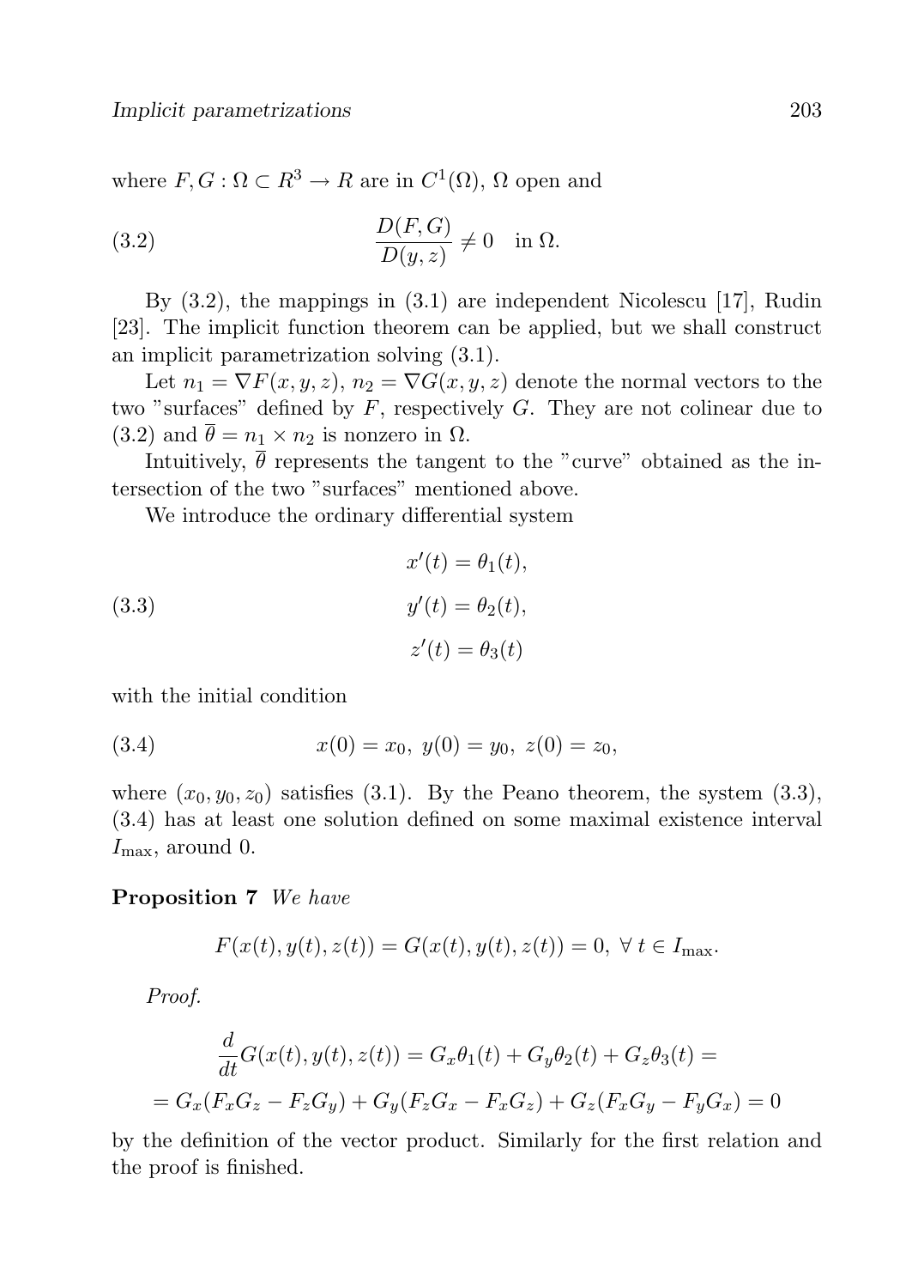where $F, G : \Omega \subset R^3 \to R$ are in $C^1(\Omega)$, $\Omega$ open and

$$\frac{D(F,G)}{D(y,z)} \neq 0 \quad \text{in } \Omega. \tag{3.2}$$

By (3.2), the mappings in (3.1) are independent Nicolescu [17], Rudin [23]. The implicit function theorem can be applied, but we shall construct an implicit parametrization solving (3.1).

Let $n_1 = \nabla F(x,y,z)$, $n_2 = \nabla G(x,y,z)$ denote the normal vectors to the two "surfaces" defined by $F$, respectively $G$. They are not colinear due to (3.2) and $\overline{\theta} = n_1 \times n_2$ is nonzero in $\Omega$.

Intuitively, $\overline{\theta}$ represents the tangent to the "curve" obtained as the intersection of the two "surfaces" mentioned above.

We introduce the ordinary differential system

$$\begin{aligned} x'(t) &= \theta_1(t), \\ y'(t) &= \theta_2(t), \\ z'(t) &= \theta_3(t) \end{aligned} \tag{3.3}$$

with the initial condition

$$x(0) = x_0,\ y(0) = y_0,\ z(0) = z_0, \tag{3.4}$$

where $(x_0, y_0, z_0)$ satisfies (3.1). By the Peano theorem, the system (3.3), (3.4) has at least one solution defined on some maximal existence interval $I_{\max}$, around 0.

**Proposition 7** *We have*

$$F(x(t), y(t), z(t)) = G(x(t), y(t), z(t)) = 0,\ \forall\, t \in I_{\max}.$$

*Proof.*

$$\frac{d}{dt} G(x(t), y(t), z(t)) = G_x \theta_1(t) + G_y \theta_2(t) + G_z \theta_3(t) =$$

$$= G_x(F_x G_z - F_z G_y) + G_y(F_z G_x - F_x G_z) + G_z(F_x G_y - F_y G_x) = 0$$

by the definition of the vector product. Similarly for the first relation and the proof is finished.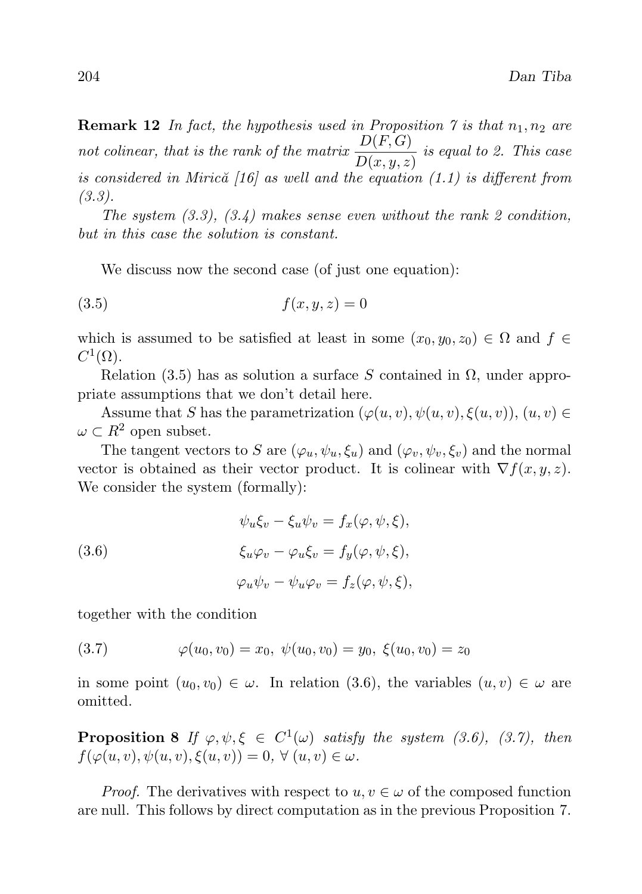**Remark 12** *In fact, the hypothesis used in Proposition 7 is that $n_1, n_2$ are not colinear, that is the rank of the matrix $\dfrac{D(F,G)}{D(x,y,z)}$ is equal to 2. This case is considered in Mirică [16] as well and the equation (1.1) is different from (3.3).*

*The system (3.3), (3.4) makes sense even without the rank 2 condition, but in this case the solution is constant.*

We discuss now the second case (of just one equation):

$$f(x,y,z) = 0 \tag{3.5}$$

which is assumed to be satisfied at least in some $(x_0, y_0, z_0) \in \Omega$ and $f \in C^1(\Omega)$.

Relation (3.5) has as solution a surface $S$ contained in $\Omega$, under appropriate assumptions that we don't detail here.

Assume that $S$ has the parametrization $(\varphi(u,v), \psi(u,v), \xi(u,v))$, $(u,v) \in \omega \subset R^2$ open subset.

The tangent vectors to $S$ are $(\varphi_u, \psi_u, \xi_u)$ and $(\varphi_v, \psi_v, \xi_v)$ and the normal vector is obtained as their vector product. It is colinear with $\nabla f(x,y,z)$. We consider the system (formally):

$$\begin{aligned}
\psi_u \xi_v - \xi_u \psi_v &= f_x(\varphi, \psi, \xi), \\
\xi_u \varphi_v - \varphi_u \xi_v &= f_y(\varphi, \psi, \xi), \\
\varphi_u \psi_v - \psi_u \varphi_v &= f_z(\varphi, \psi, \xi),
\end{aligned} \tag{3.6}$$

together with the condition

$$\varphi(u_0, v_0) = x_0, \ \psi(u_0, v_0) = y_0, \ \xi(u_0, v_0) = z_0 \tag{3.7}$$

in some point $(u_0, v_0) \in \omega$. In relation (3.6), the variables $(u,v) \in \omega$ are omitted.

**Proposition 8** *If $\varphi, \psi, \xi \in C^1(\omega)$ satisfy the system (3.6), (3.7), then $f(\varphi(u,v), \psi(u,v), \xi(u,v)) = 0$, $\forall\, (u,v) \in \omega$.*

*Proof.* The derivatives with respect to $u, v \in \omega$ of the composed function are null. This follows by direct computation as in the previous Proposition 7.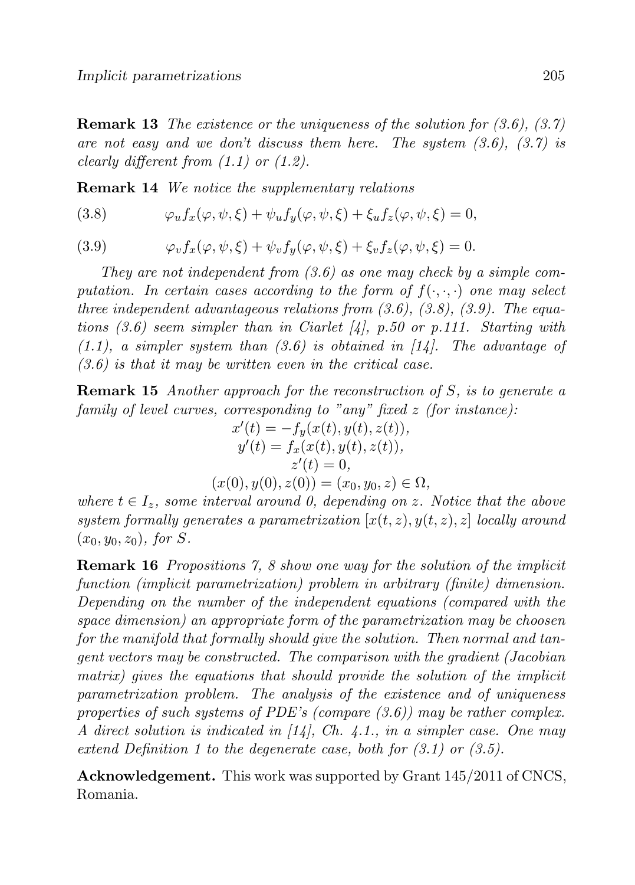**Remark 13** *The existence or the uniqueness of the solution for (3.6), (3.7) are not easy and we don't discuss them here. The system (3.6), (3.7) is clearly different from (1.1) or (1.2).*

**Remark 14** *We notice the supplementary relations*

$$\varphi_u f_x(\varphi, \psi, \xi) + \psi_u f_y(\varphi, \psi, \xi) + \xi_u f_z(\varphi, \psi, \xi) = 0, \tag{3.8}$$

$$\varphi_v f_x(\varphi, \psi, \xi) + \psi_v f_y(\varphi, \psi, \xi) + \xi_v f_z(\varphi, \psi, \xi) = 0. \tag{3.9}$$

*They are not independent from (3.6) as one may check by a simple computation. In certain cases according to the form of $f(\cdot, \cdot, \cdot)$ one may select three independent advantageous relations from (3.6), (3.8), (3.9). The equations (3.6) seem simpler than in Ciarlet [4], p.50 or p.111. Starting with (1.1), a simpler system than (3.6) is obtained in [14]. The advantage of (3.6) is that it may be written even in the critical case.*

**Remark 15** *Another approach for the reconstruction of $S$, is to generate a family of level curves, corresponding to "any" fixed $z$ (for instance):*

$$x'(t) = -f_y(x(t), y(t), z(t)),$$
$$y'(t) = f_x(x(t), y(t), z(t)),$$
$$z'(t) = 0,$$
$$(x(0), y(0), z(0)) = (x_0, y_0, z) \in \Omega,$$

*where $t \in I_z$, some interval around 0, depending on $z$. Notice that the above system formally generates a parametrization $[x(t, z), y(t, z), z]$ locally around $(x_0, y_0, z_0)$, for $S$.*

**Remark 16** *Propositions 7, 8 show one way for the solution of the implicit function (implicit parametrization) problem in arbitrary (finite) dimension. Depending on the number of the independent equations (compared with the space dimension) an appropriate form of the parametrization may be choosen for the manifold that formally should give the solution. Then normal and tangent vectors may be constructed. The comparison with the gradient (Jacobian matrix) gives the equations that should provide the solution of the implicit parametrization problem. The analysis of the existence and of uniqueness properties of such systems of PDE's (compare (3.6)) may be rather complex. A direct solution is indicated in [14], Ch. 4.1., in a simpler case. One may extend Definition 1 to the degenerate case, both for (3.1) or (3.5).*

**Acknowledgement.** This work was supported by Grant 145/2011 of CNCS, Romania.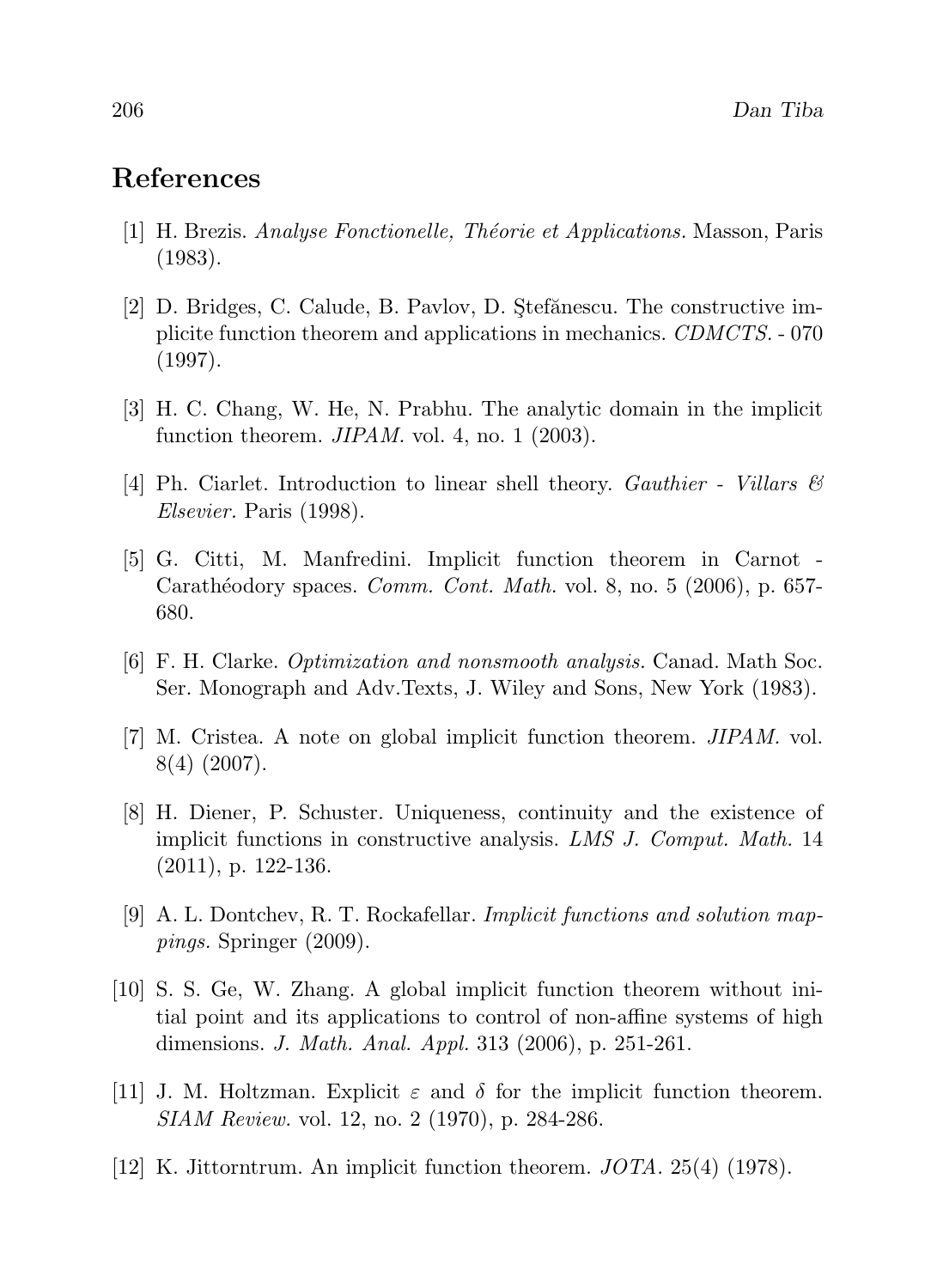## References

[1] H. Brezis. *Analyse Fonctionelle, Théorie et Applications.* Masson, Paris (1983).

[2] D. Bridges, C. Calude, B. Pavlov, D. Ştefănescu. The constructive implicite function theorem and applications in mechanics. *CDMCTS.* - 070 (1997).

[3] H. C. Chang, W. He, N. Prabhu. The analytic domain in the implicit function theorem. *JIPAM.* vol. 4, no. 1 (2003).

[4] Ph. Ciarlet. Introduction to linear shell theory. *Gauthier - Villars & Elsevier.* Paris (1998).

[5] G. Citti, M. Manfredini. Implicit function theorem in Carnot - Carathéodory spaces. *Comm. Cont. Math.* vol. 8, no. 5 (2006), p. 657-680.

[6] F. H. Clarke. *Optimization and nonsmooth analysis.* Canad. Math Soc. Ser. Monograph and Adv.Texts, J. Wiley and Sons, New York (1983).

[7] M. Cristea. A note on global implicit function theorem. *JIPAM.* vol. 8(4) (2007).

[8] H. Diener, P. Schuster. Uniqueness, continuity and the existence of implicit functions in constructive analysis. *LMS J. Comput. Math.* 14 (2011), p. 122-136.

[9] A. L. Dontchev, R. T. Rockafellar. *Implicit functions and solution mappings.* Springer (2009).

[10] S. S. Ge, W. Zhang. A global implicit function theorem without initial point and its applications to control of non-affine systems of high dimensions. *J. Math. Anal. Appl.* 313 (2006), p. 251-261.

[11] J. M. Holtzman. Explicit $\varepsilon$ and $\delta$ for the implicit function theorem. *SIAM Review.* vol. 12, no. 2 (1970), p. 284-286.

[12] K. Jittorntrum. An implicit function theorem. *JOTA.* 25(4) (1978).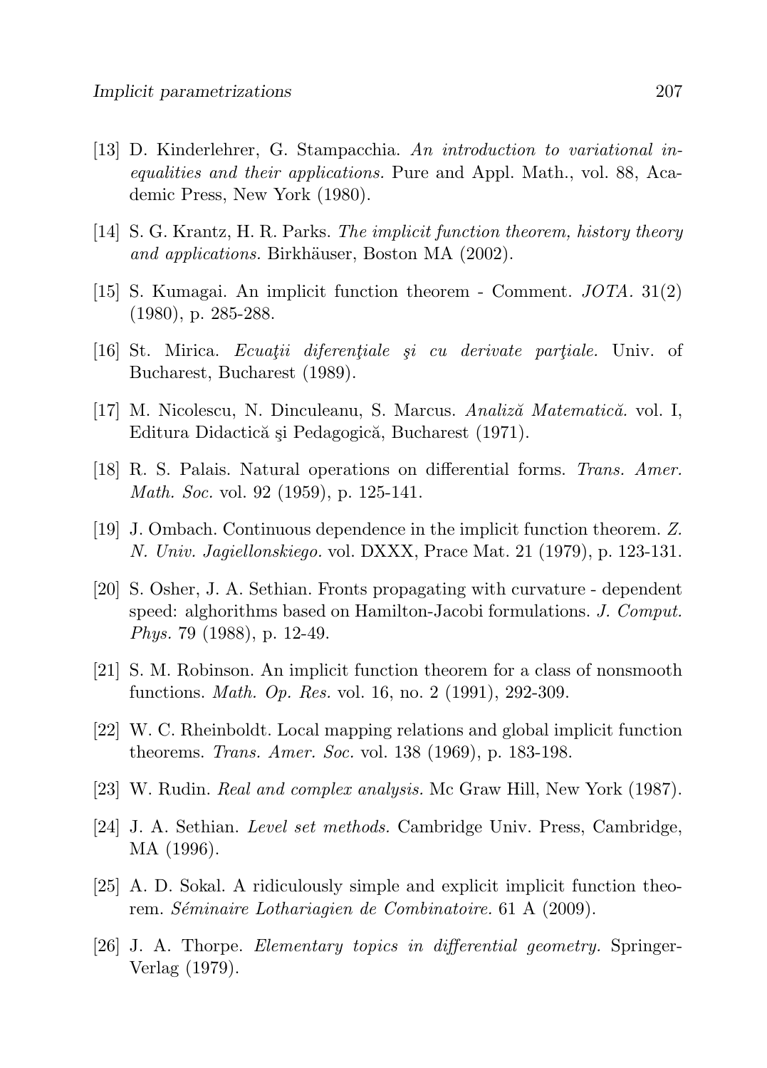[13] D. Kinderlehrer, G. Stampacchia. *An introduction to variational inequalities and their applications.* Pure and Appl. Math., vol. 88, Academic Press, New York (1980).

[14] S. G. Krantz, H. R. Parks. *The implicit function theorem, history theory and applications.* Birkhäuser, Boston MA (2002).

[15] S. Kumagai. An implicit function theorem - Comment. *JOTA.* 31(2) (1980), p. 285-288.

[16] St. Mirica. *Ecuaţii diferenţiale şi cu derivate parţiale.* Univ. of Bucharest, Bucharest (1989).

[17] M. Nicolescu, N. Dinculeanu, S. Marcus. *Analiză Matematică.* vol. I, Editura Didactică şi Pedagogică, Bucharest (1971).

[18] R. S. Palais. Natural operations on differential forms. *Trans. Amer. Math. Soc.* vol. 92 (1959), p. 125-141.

[19] J. Ombach. Continuous dependence in the implicit function theorem. *Z. N. Univ. Jagiellonskiego.* vol. DXXX, Prace Mat. 21 (1979), p. 123-131.

[20] S. Osher, J. A. Sethian. Fronts propagating with curvature - dependent speed: alghorithms based on Hamilton-Jacobi formulations. *J. Comput. Phys.* 79 (1988), p. 12-49.

[21] S. M. Robinson. An implicit function theorem for a class of nonsmooth functions. *Math. Op. Res.* vol. 16, no. 2 (1991), 292-309.

[22] W. C. Rheinboldt. Local mapping relations and global implicit function theorems. *Trans. Amer. Soc.* vol. 138 (1969), p. 183-198.

[23] W. Rudin. *Real and complex analysis.* Mc Graw Hill, New York (1987).

[24] J. A. Sethian. *Level set methods.* Cambridge Univ. Press, Cambridge, MA (1996).

[25] A. D. Sokal. A ridiculously simple and explicit implicit function theorem. *Séminaire Lothariagien de Combinatoire.* 61 A (2009).

[26] J. A. Thorpe. *Elementary topics in differential geometry.* Springer-Verlag (1979).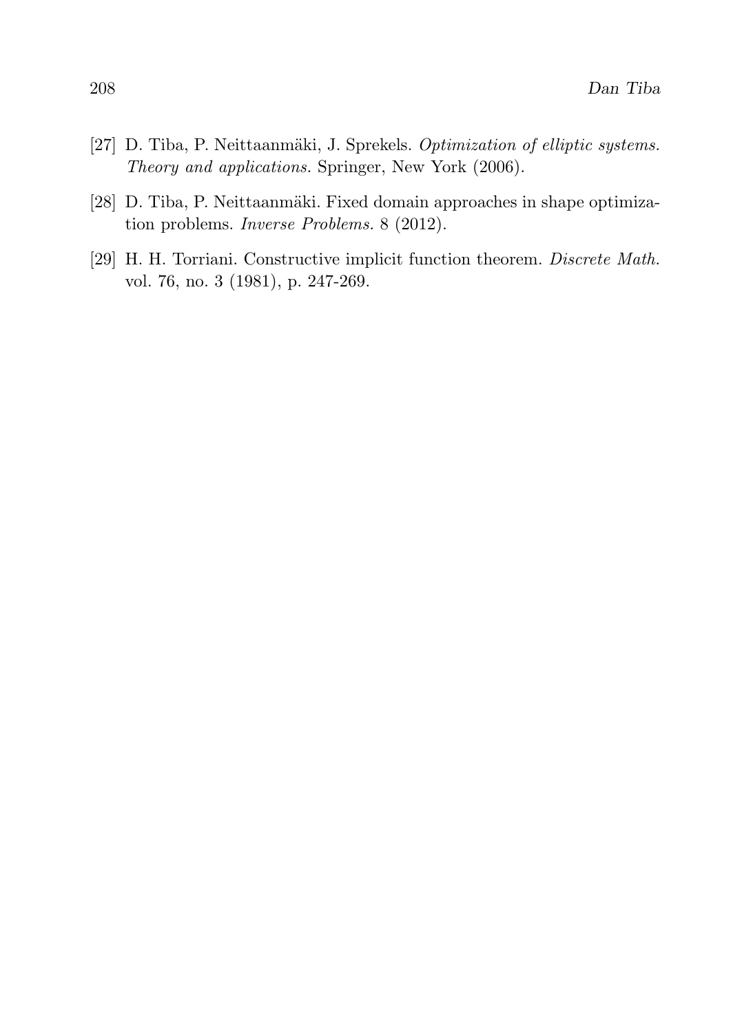[27] D. Tiba, P. Neittaanmäki, J. Sprekels. *Optimization of elliptic systems. Theory and applications.* Springer, New York (2006).

[28] D. Tiba, P. Neittaanmäki. Fixed domain approaches in shape optimization problems. *Inverse Problems.* 8 (2012).

[29] H. H. Torriani. Constructive implicit function theorem. *Discrete Math.* vol. 76, no. 3 (1981), p. 247-269.